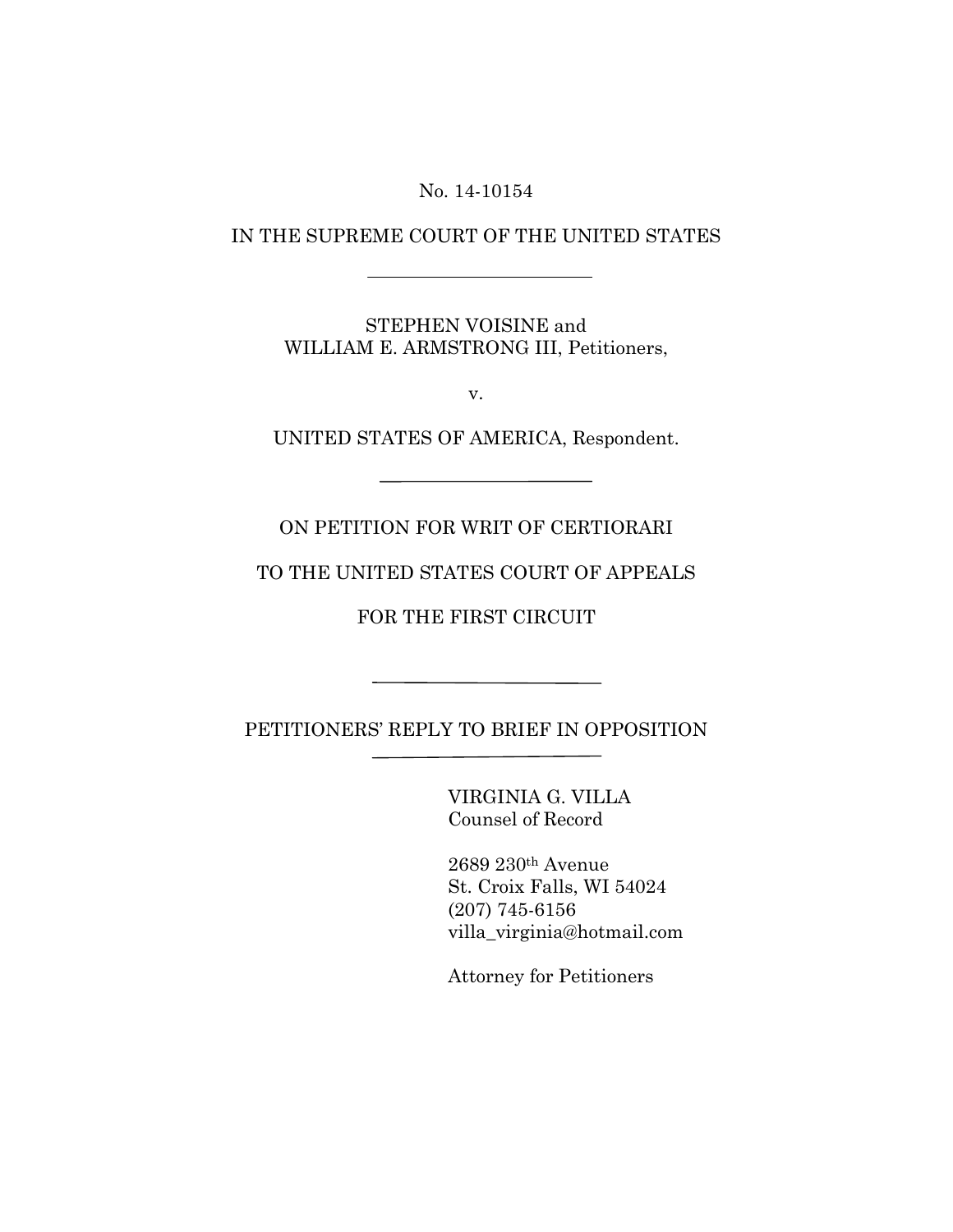No. 14-10154

IN THE SUPREME COURT OF THE UNITED STATES

---

STEPHEN VOISINE and
WILLIAM E. ARMSTRONG III, Petitioners,

v.

UNITED STATES OF AMERICA, Respondent.

---

ON PETITION FOR WRIT OF CERTIORARI

TO THE UNITED STATES COURT OF APPEALS

FOR THE FIRST CIRCUIT

---

PETITIONERS' REPLY TO BRIEF IN OPPOSITION

---

VIRGINIA G. VILLA
Counsel of Record

2689 230th Avenue
St. Croix Falls, WI 54024
(207) 745-6156
villa_virginia@hotmail.com

Attorney for Petitioners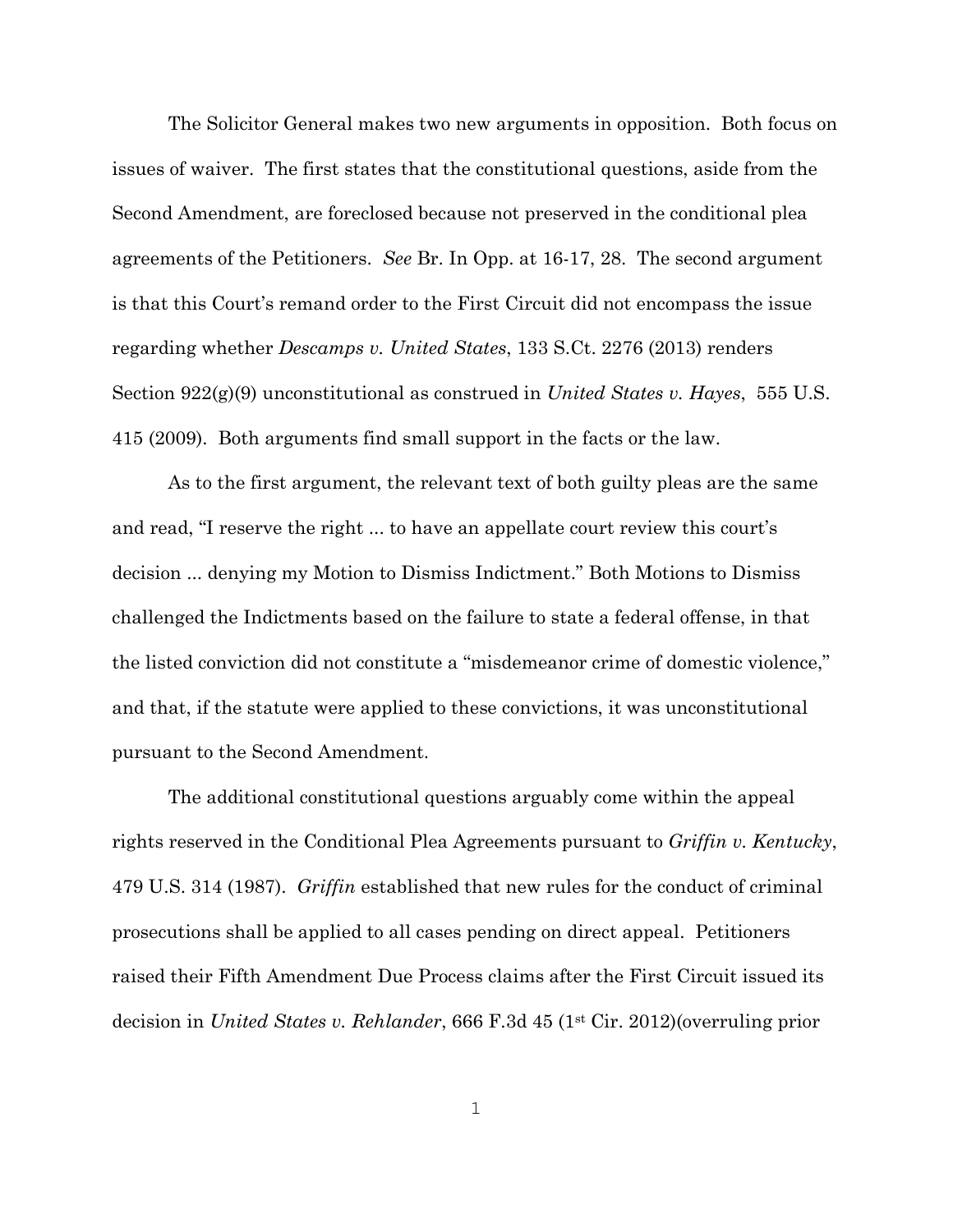The Solicitor General makes two new arguments in opposition. Both focus on issues of waiver. The first states that the constitutional questions, aside from the Second Amendment, are foreclosed because not preserved in the conditional plea agreements of the Petitioners. *See* Br. In Opp. at 16-17, 28. The second argument is that this Court's remand order to the First Circuit did not encompass the issue regarding whether *Descamps v. United States*, 133 S.Ct. 2276 (2013) renders Section 922(g)(9) unconstitutional as construed in *United States v. Hayes*, 555 U.S. 415 (2009). Both arguments find small support in the facts or the law.

As to the first argument, the relevant text of both guilty pleas are the same and read, "I reserve the right ... to have an appellate court review this court's decision ... denying my Motion to Dismiss Indictment." Both Motions to Dismiss challenged the Indictments based on the failure to state a federal offense, in that the listed conviction did not constitute a "misdemeanor crime of domestic violence," and that, if the statute were applied to these convictions, it was unconstitutional pursuant to the Second Amendment.

The additional constitutional questions arguably come within the appeal rights reserved in the Conditional Plea Agreements pursuant to *Griffin v. Kentucky*, 479 U.S. 314 (1987). *Griffin* established that new rules for the conduct of criminal prosecutions shall be applied to all cases pending on direct appeal. Petitioners raised their Fifth Amendment Due Process claims after the First Circuit issued its decision in *United States v. Rehlander*, 666 F.3d 45 (1st Cir. 2012)(overruling prior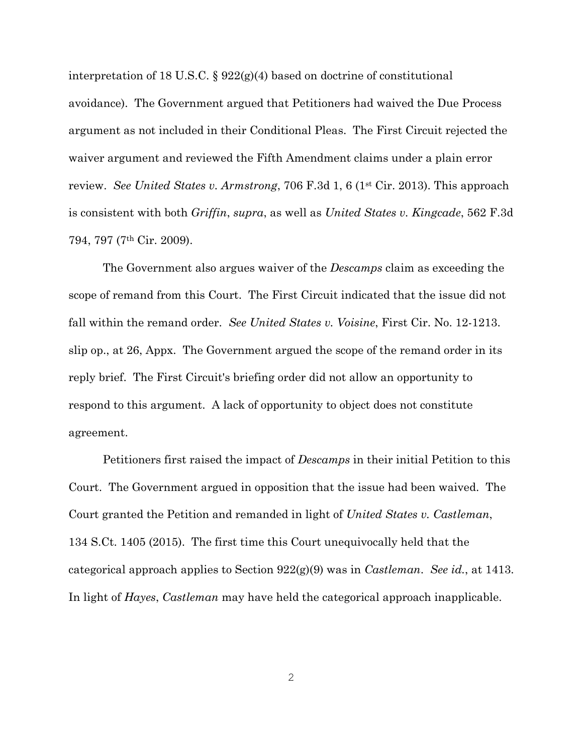interpretation of 18 U.S.C. § 922(g)(4) based on doctrine of constitutional avoidance). The Government argued that Petitioners had waived the Due Process argument as not included in their Conditional Pleas. The First Circuit rejected the waiver argument and reviewed the Fifth Amendment claims under a plain error review. *See United States v. Armstrong*, 706 F.3d 1, 6 (1st Cir. 2013). This approach is consistent with both *Griffin*, *supra*, as well as *United States v. Kingcade*, 562 F.3d 794, 797 (7th Cir. 2009).

The Government also argues waiver of the *Descamps* claim as exceeding the scope of remand from this Court. The First Circuit indicated that the issue did not fall within the remand order. *See United States v. Voisine*, First Cir. No. 12-1213. slip op., at 26, Appx. The Government argued the scope of the remand order in its reply brief. The First Circuit's briefing order did not allow an opportunity to respond to this argument. A lack of opportunity to object does not constitute agreement.

Petitioners first raised the impact of *Descamps* in their initial Petition to this Court. The Government argued in opposition that the issue had been waived. The Court granted the Petition and remanded in light of *United States v. Castleman*, 134 S.Ct. 1405 (2015). The first time this Court unequivocally held that the categorical approach applies to Section 922(g)(9) was in *Castleman*. *See id.*, at 1413. In light of *Hayes*, *Castleman* may have held the categorical approach inapplicable.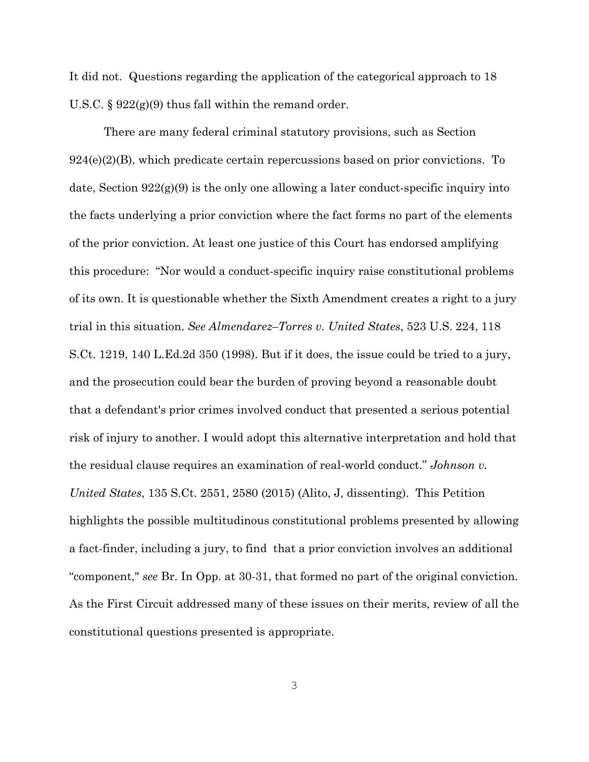It did not. Questions regarding the application of the categorical approach to 18 U.S.C. § 922(g)(9) thus fall within the remand order.

There are many federal criminal statutory provisions, such as Section 924(e)(2)(B), which predicate certain repercussions based on prior convictions. To date, Section 922(g)(9) is the only one allowing a later conduct-specific inquiry into the facts underlying a prior conviction where the fact forms no part of the elements of the prior conviction. At least one justice of this Court has endorsed amplifying this procedure: "Nor would a conduct-specific inquiry raise constitutional problems of its own. It is questionable whether the Sixth Amendment creates a right to a jury trial in this situation. *See Almendarez–Torres v. United States*, 523 U.S. 224, 118 S.Ct. 1219, 140 L.Ed.2d 350 (1998). But if it does, the issue could be tried to a jury, and the prosecution could bear the burden of proving beyond a reasonable doubt that a defendant's prior crimes involved conduct that presented a serious potential risk of injury to another. I would adopt this alternative interpretation and hold that the residual clause requires an examination of real-world conduct." *Johnson v. United States*, 135 S.Ct. 2551, 2580 (2015) (Alito, J, dissenting). This Petition highlights the possible multitudinous constitutional problems presented by allowing a fact-finder, including a jury, to find that a prior conviction involves an additional "component," *see* Br. In Opp. at 30-31, that formed no part of the original conviction. As the First Circuit addressed many of these issues on their merits, review of all the constitutional questions presented is appropriate.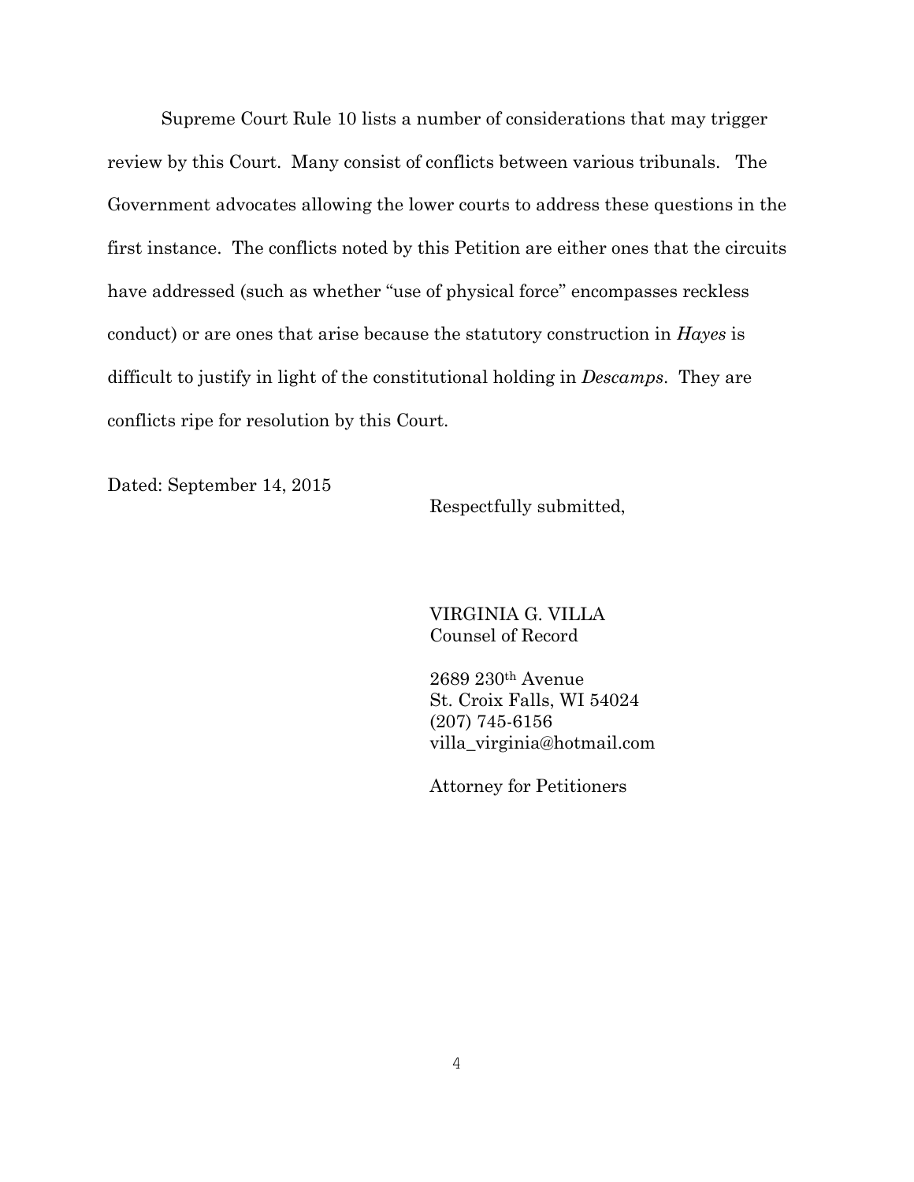Supreme Court Rule 10 lists a number of considerations that may trigger review by this Court. Many consist of conflicts between various tribunals. The Government advocates allowing the lower courts to address these questions in the first instance. The conflicts noted by this Petition are either ones that the circuits have addressed (such as whether "use of physical force" encompasses reckless conduct) or are ones that arise because the statutory construction in *Hayes* is difficult to justify in light of the constitutional holding in *Descamps*. They are conflicts ripe for resolution by this Court.

Dated: September 14, 2015

Respectfully submitted,

VIRGINIA G. VILLA
Counsel of Record

2689 230th Avenue
St. Croix Falls, WI 54024
(207) 745-6156
villa_virginia@hotmail.com

Attorney for Petitioners